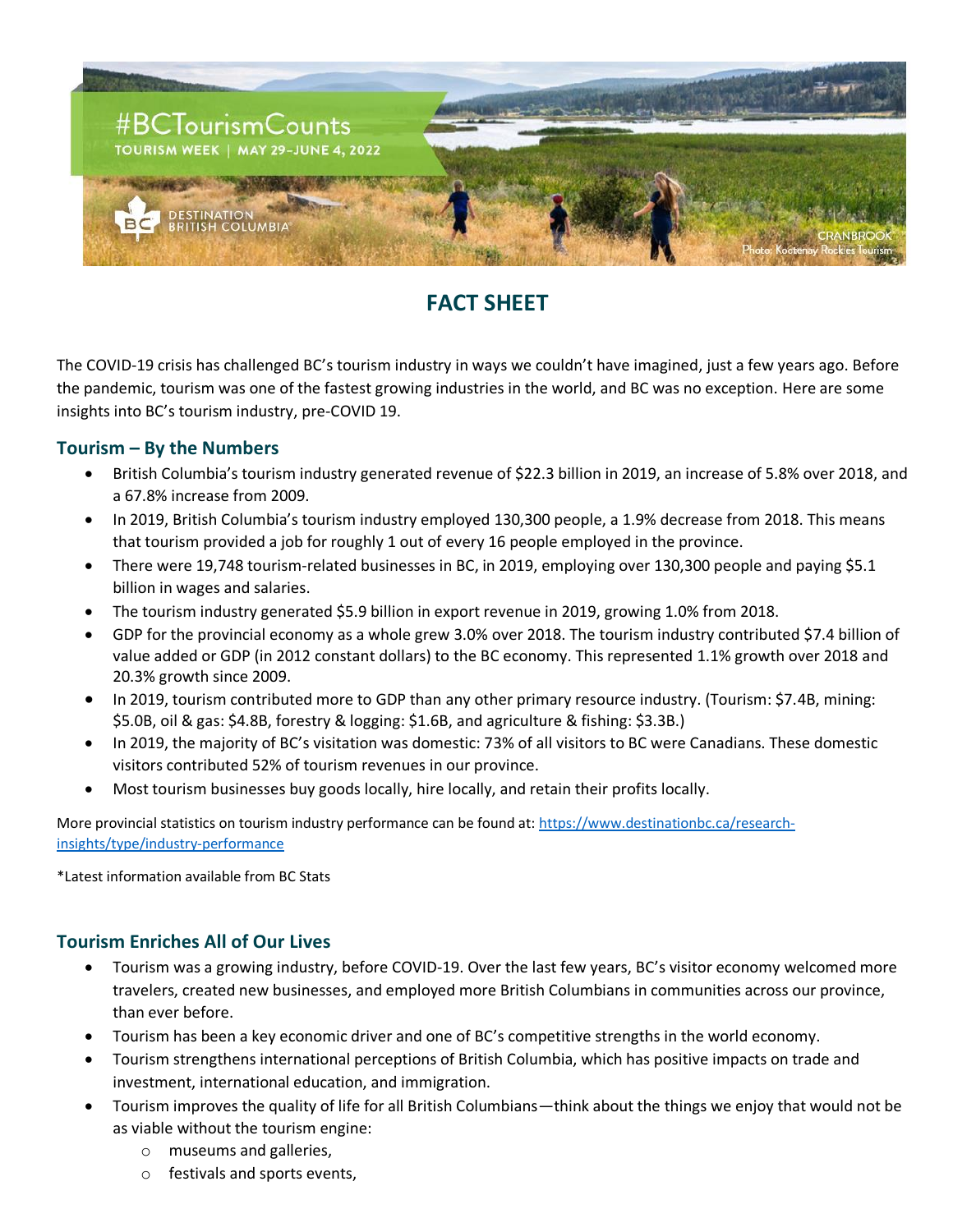# #BCTourismCounts

TOURISM WEEK | MAY 29–JUNE 4, 2022

DESTINATION BRITISH COLUMBIA

CRANBROOK
Photo: Kootenay Rockies Tourism

## FACT SHEET

The COVID-19 crisis has challenged BC's tourism industry in ways we couldn't have imagined, just a few years ago. Before the pandemic, tourism was one of the fastest growing industries in the world, and BC was no exception. Here are some insights into BC's tourism industry, pre-COVID 19.

### Tourism – By the Numbers

- British Columbia's tourism industry generated revenue of $22.3 billion in 2019, an increase of 5.8% over 2018, and a 67.8% increase from 2009.
- In 2019, British Columbia's tourism industry employed 130,300 people, a 1.9% decrease from 2018. This means that tourism provided a job for roughly 1 out of every 16 people employed in the province.
- There were 19,748 tourism-related businesses in BC, in 2019, employing over 130,300 people and paying $5.1 billion in wages and salaries.
- The tourism industry generated $5.9 billion in export revenue in 2019, growing 1.0% from 2018.
- GDP for the provincial economy as a whole grew 3.0% over 2018. The tourism industry contributed $7.4 billion of value added or GDP (in 2012 constant dollars) to the BC economy. This represented 1.1% growth over 2018 and 20.3% growth since 2009.
- In 2019, tourism contributed more to GDP than any other primary resource industry. (Tourism: $7.4B, mining: $5.0B, oil & gas: $4.8B, forestry & logging: $1.6B, and agriculture & fishing: $3.3B.)
- In 2019, the majority of BC's visitation was domestic: 73% of all visitors to BC were Canadians. These domestic visitors contributed 52% of tourism revenues in our province.
- Most tourism businesses buy goods locally, hire locally, and retain their profits locally.

More provincial statistics on tourism industry performance can be found at: [https://www.destinationbc.ca/research-insights/type/industry-performance](https://www.destinationbc.ca/research-insights/type/industry-performance)

*Latest information available from BC Stats

### Tourism Enriches All of Our Lives

- Tourism was a growing industry, before COVID-19. Over the last few years, BC's visitor economy welcomed more travelers, created new businesses, and employed more British Columbians in communities across our province, than ever before.
- Tourism has been a key economic driver and one of BC's competitive strengths in the world economy.
- Tourism strengthens international perceptions of British Columbia, which has positive impacts on trade and investment, international education, and immigration.
- Tourism improves the quality of life for all British Columbians—think about the things we enjoy that would not be as viable without the tourism engine:
  - museums and galleries,
  - festivals and sports events,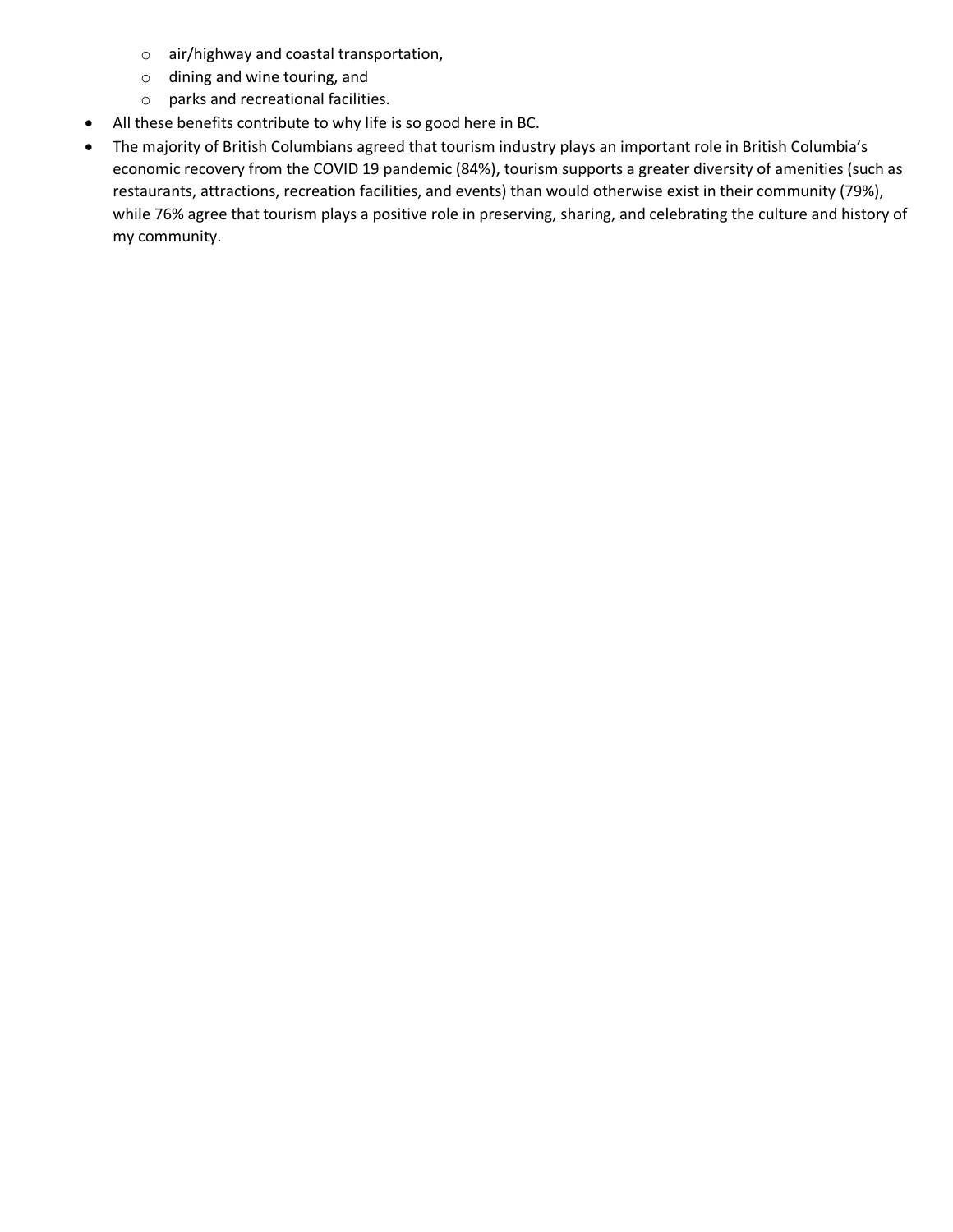- air/highway and coastal transportation,
  - dining and wine touring, and
  - parks and recreational facilities.
- All these benefits contribute to why life is so good here in BC.
- The majority of British Columbians agreed that tourism industry plays an important role in British Columbia's economic recovery from the COVID 19 pandemic (84%), tourism supports a greater diversity of amenities (such as restaurants, attractions, recreation facilities, and events) than would otherwise exist in their community (79%), while 76% agree that tourism plays a positive role in preserving, sharing, and celebrating the culture and history of my community.